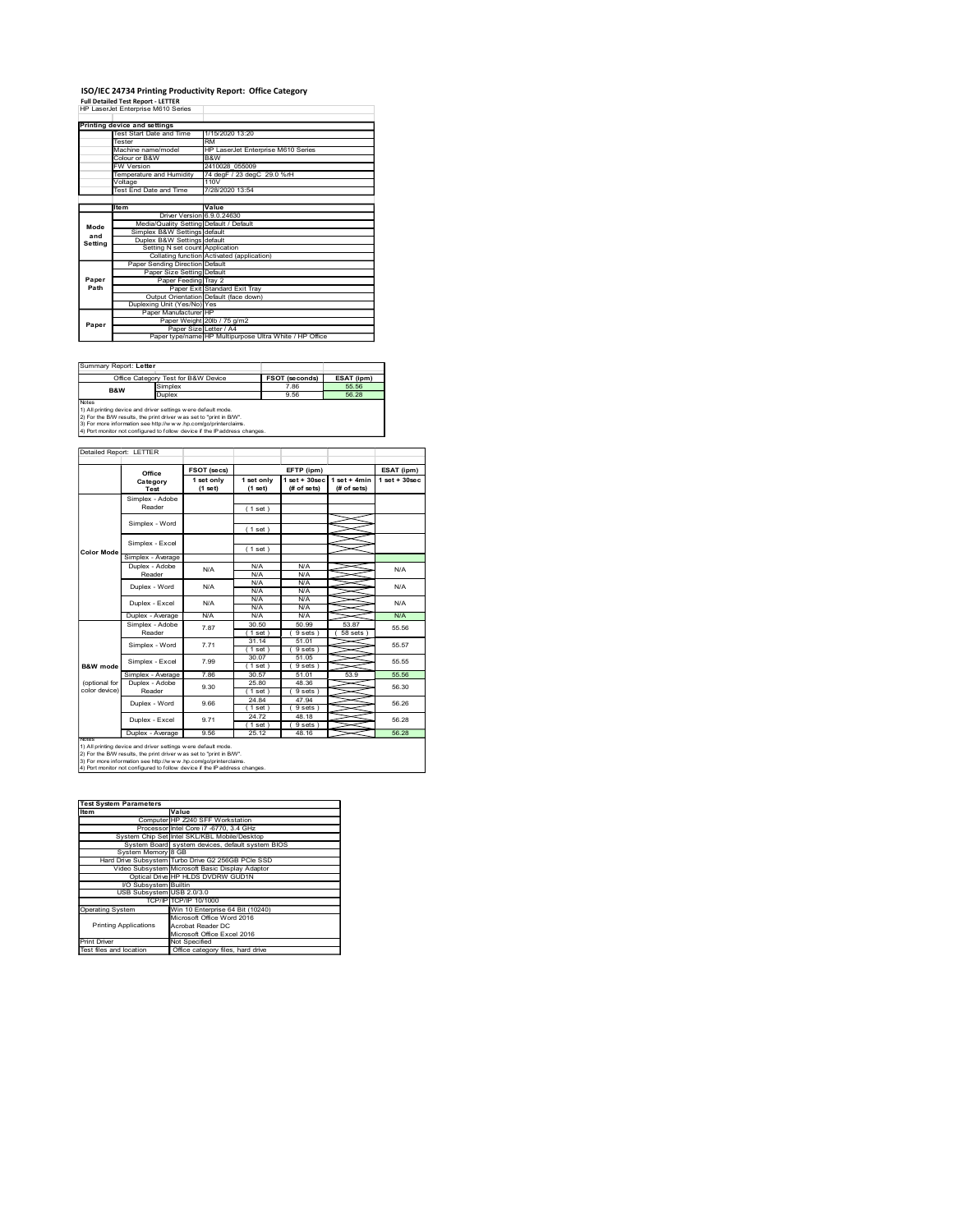# ISO/IEC 24734 Printing Productivity Report: Office Category

**Full Detailed Test Report - LETTER**

HP LaserJet Enterprise M610 Series

| | Printing device and settings | |
|---|---|---|
| | Test Start Date and Time | 1/15/2020 13:20 |
| | Tester | RM |
| | Machine name/model | HP LaserJet Enterprise M610 Series |
| | Colour or B&W | B&W |
| | FW Version | 2410028_055009 |
| | Temperature and Humidity | 74 degF / 23 degC 29.0 %rH |
| | Voltage | 110V |
| | Test End Date and Time | 7/28/2020 13:54 |

| | Item | Value |
|---|---|---|
| Mode and Setting | Driver Version | 6.9.0.24630 |
| | Media/Quality Setting | Default / Default |
| | Simplex B&W Settings | default |
| | Duplex B&W Settings | default |
| | Setting N set count | Application |
| | Collating function | Activated (application) |
| Paper Path | Paper Sending Direction | Default |
| | Paper Size Setting | Default |
| | Paper Feeding | Tray 2 |
| | Paper Exit | Standard Exit Tray |
| | Output Orientation | Default (face down) |
| | Duplexing Unit (Yes/No) | Yes |
| Paper | Paper Manufacturer | HP |
| | Paper Weight | 20lb / 75 g/m2 |
| | Paper Size | Letter / A4 |
| | Paper type/name | HP Multipurpose Ultra White / HP Office |

Summary Report: **Letter**

| Office Category Test for B&W Device | | FSOT (seconds) | ESAT (ipm) |
|---|---|---|---|
| B&W | Simplex | 7.86 | 55.56 |
| | Duplex | 9.56 | 56.28 |

Notes
1) All printing device and driver settings were default mode.
2) For the B/W results, the print driver was set to "print in B/W".
3) For more information see http://www.hp.com/go/printerclaims.
4) Port monitor not configured to follow device if the IP address changes.

Detailed Report: LETTER

| | Office Category Test | FSOT (secs) 1 set only (1 set) | EFTP (ipm) 1 set only (1 set) | EFTP (ipm) 1 set + 30sec (# of sets) | EFTP (ipm) 1 set + 4min (# of sets) | ESAT (ipm) 1 set + 30sec |
|---|---|---|---|---|---|---|
| Color Mode | Simplex - Adobe Reader | | ( 1 set ) | | | |
| | Simplex - Word | | ( 1 set ) | | | |
| | Simplex - Excel | | ( 1 set ) | | | |
| | Simplex - Average | | | | | |
| | Duplex - Adobe Reader | N/A | N/A N/A | N/A N/A | | N/A |
| | Duplex - Word | N/A | N/A N/A | N/A N/A | | N/A |
| | Duplex - Excel | N/A | N/A N/A | N/A N/A | | N/A |
| | Duplex - Average | N/A | N/A | N/A | | N/A |
| B&W mode (optional for color device) | Simplex - Adobe Reader | 7.87 | 30.50 ( 1 set ) | 50.99 ( 9 sets ) | 53.87 ( 58 sets ) | 55.56 |
| | Simplex - Word | 7.71 | 31.14 ( 1 set ) | 51.01 ( 9 sets ) | | 55.57 |
| | Simplex - Excel | 7.99 | 30.07 ( 1 set ) | 51.05 ( 9 sets ) | | 55.55 |
| | Simplex - Average | 7.86 | 30.57 | 51.01 | 53.9 | 55.56 |
| | Duplex - Adobe Reader | 9.30 | 25.80 ( 1 set ) | 48.36 ( 9 sets ) | | 56.30 |
| | Duplex - Word | 9.66 | 24.84 ( 1 set ) | 47.94 ( 9 sets ) | | 56.26 |
| | Duplex - Excel | 9.71 | 24.72 ( 1 set ) | 48.18 ( 9 sets ) | | 56.28 |
| | Duplex - Average | 9.56 | 25.12 | 48.16 | | 56.28 |

Notes
1) All printing device and driver settings were default mode.
2) For the B/W results, the print driver was set to "print in B/W".
3) For more information see http://www.hp.com/go/printerclaims.
4) Port monitor not configured to follow device if the IP address changes.

| Test System Parameters | |
|---|---|
| Item | Value |
| Computer | HP Z240 SFF Workstation |
| Processor | Intel Core i7 -6770, 3.4 GHz |
| System Chip Set | Intel SKL/KBL Mobile/Desktop |
| System Board | system devices, default system BIOS |
| System Memory | 8 GB |
| Hard Drive Subsystem | Turbo Drive G2 256GB PCIe SSD |
| Video Subsystem | Microsoft Basic Display Adaptor |
| Optical Drive | HP HLDS DVDRW GUD1N |
| I/O Subsystem | Builtin |
| USB Subsystem | USB 2.0/3.0 |
| TCP/IP | TCP/IP 10/1000 |
| Operating System | Win 10 Enterprise 64 Bit (10240) |
| Printing Applications | Microsoft Office Word 2016<br>Acrobat Reader DC<br>Microsoft Office Excel 2016 |
| Print Driver | Not Specified |
| Test files and location | Office category files, hard drive |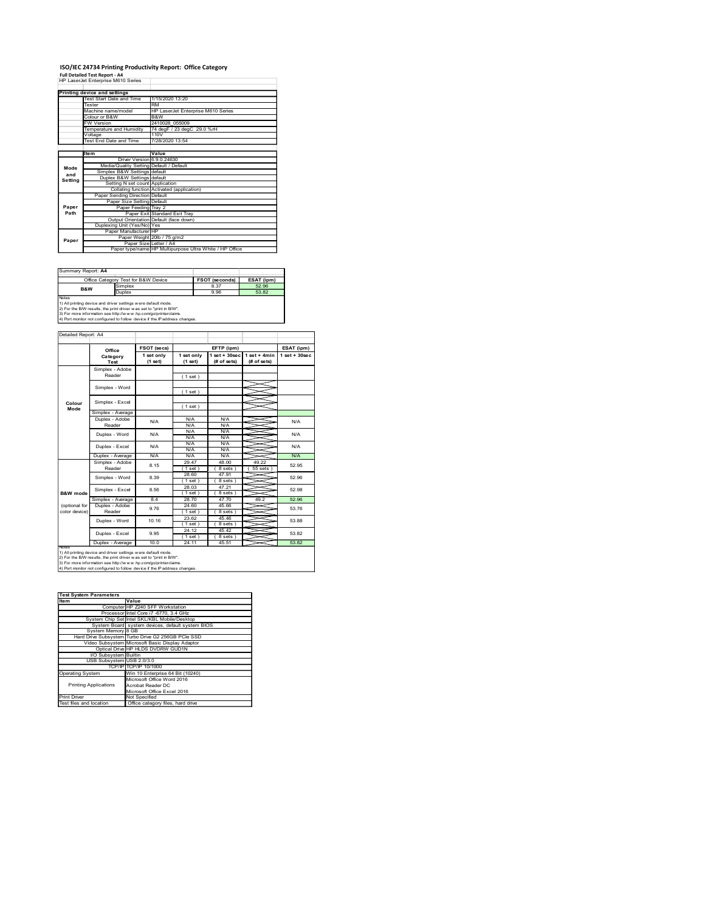# ISO/IEC 24734 Printing Productivity Report: Office Category

**Full Detailed Test Report - A4**

HP LaserJet Enterprise M610 Series

| Printing device and settings | | |
|---|---|---|
| | Test Start Date and Time | 1/15/2020 13:20 |
| | Tester | RM |
| | Machine name/model | HP LaserJet Enterprise M610 Series |
| | Colour or B&W | B&W |
| | FW Version | 2410028_055009 |
| | Temperature and Humidity | 74 degF / 23 degC 29.0 %rH |
| | Voltage | 110V |
| | Test End Date and Time | 7/28/2020 13:54 |

| | Item | Value |
|---|---|---|
| Mode and Setting | Driver Version | 6.9.0.24630 |
| | Media/Quality Setting | Default / Default |
| | Simplex B&W Settings | default |
| | Duplex B&W Settings | default |
| | Setting N set count | Application |
| | Collating function | Activated (application) |
| Paper Path | Paper Sending Direction | Default |
| | Paper Size Setting | Default |
| | Paper Feeding | Tray 2 |
| | Paper Exit | Standard Exit Tray |
| | Output Orientation | Default (face down) |
| | Duplexing Unit (Yes/No) | Yes |
| Paper | Paper Manufacturer | HP |
| | Paper Weight | 20lb / 75 g/m2 |
| | Paper Size | Letter / A4 |
| | Paper type/name | HP Multipurpose Ultra White / HP Office |

Summary Report: **A4**

| Office Category Test for B&W Device | | FSOT (seconds) | ESAT (ipm) |
|---|---|---|---|
| B&W | Simplex | 8.37 | 52.96 |
| | Duplex | 9.96 | 53.82 |

Notes
1) All printing device and driver settings were default mode.
2) For the B/W results, the print driver was set to "print in B/W".
3) For more information see http://www.hp.com/go/printerclaims.
4) Port monitor not configured to follow device if the IP address changes.

Detailed Report: A4

| | Office Category Test | FSOT (secs) 1 set only (1 set) | EFTP (ipm) 1 set only (1 set) | EFTP (ipm) 1 set + 30sec (# of sets) | EFTP (ipm) 1 set + 4min (# of sets) | ESAT (ipm) 1 set + 30sec |
|---|---|---|---|---|---|---|
| Colour Mode | Simplex - Adobe Reader | | ( 1 set ) | | | |
| | Simplex - Word | | ( 1 set ) | | | |
| | Simplex - Excel | | ( 1 set ) | | | |
| | Simplex - Average | | | | | |
| | Duplex - Adobe Reader | N/A | N/A N/A | N/A N/A | | N/A |
| | Duplex - Word | N/A | N/A N/A | N/A N/A | | N/A |
| | Duplex - Excel | N/A | N/A N/A | N/A N/A | | N/A |
| | Duplex - Average | N/A | N/A | N/A | | N/A |
| B&W mode (optional for color device) | Simplex - Adobe Reader | 8.15 | 29.47 ( 1 set ) | 48.00 ( 8 sets ) | 49.22 ( 55 sets ) | 52.95 |
| | Simplex - Word | 8.39 | 28.60 ( 1 set ) | 47.91 ( 8 sets ) | | 52.96 |
| | Simplex - Excel | 8.56 | 28.03 ( 1 set ) | 47.21 ( 8 sets ) | | 52.98 |
| | Simplex - Average | 8.4 | 28.70 | 47.70 | 49.2 | 52.96 |
| | Duplex - Adobe Reader | 9.76 | 24.60 ( 1 set ) | 45.66 ( 8 sets ) | | 53.76 |
| | Duplex - Word | 10.16 | 23.62 ( 1 set ) | 45.46 ( 8 sets ) | | 53.88 |
| | Duplex - Excel | 9.95 | 24.12 ( 1 set ) | 45.42 ( 8 sets ) | | 53.82 |
| | Duplex - Average | 10.0 | 24.11 | 45.51 | | 53.82 |

Notes
1) All printing device and driver settings were default mode.
2) For the B/W results, the print driver was set to "print in B/W".
3) For more information see http://www.hp.com/go/printerclaims.
4) Port monitor not configured to follow device if the IP address changes.

| Test System Parameters | | |
|---|---|---|
| Item | | Value |
| | Computer | HP Z240 SFF Workstation |
| | Processor | Intel Core i7 -6770, 3.4 GHz |
| | System Chip Set | Intel SKL/KBL Mobile/Desktop |
| | System Board | system devices, default system BIOS |
| | System Memory | 8 GB |
| | Hard Drive Subsystem | Turbo Drive G2 256GB PCIe SSD |
| | Video Subsystem | Microsoft Basic Display Adaptor |
| | Optical Drive | HP HLDS DVDRW GUD1N |
| | I/O Subsystem | Builtin |
| | USB Subsystem | USB 2.0/3.0 |
| | TCP/IP | TCP/IP 10/1000 |
| Operating System | | Win 10 Enterprise 64 Bit (10240) |
| Printing Applications | | Microsoft Office Word 2016<br>Acrobat Reader DC<br>Microsoft Office Excel 2016 |
| Print Driver | | Not Specified |
| Test files and location | | Office category files, hard drive |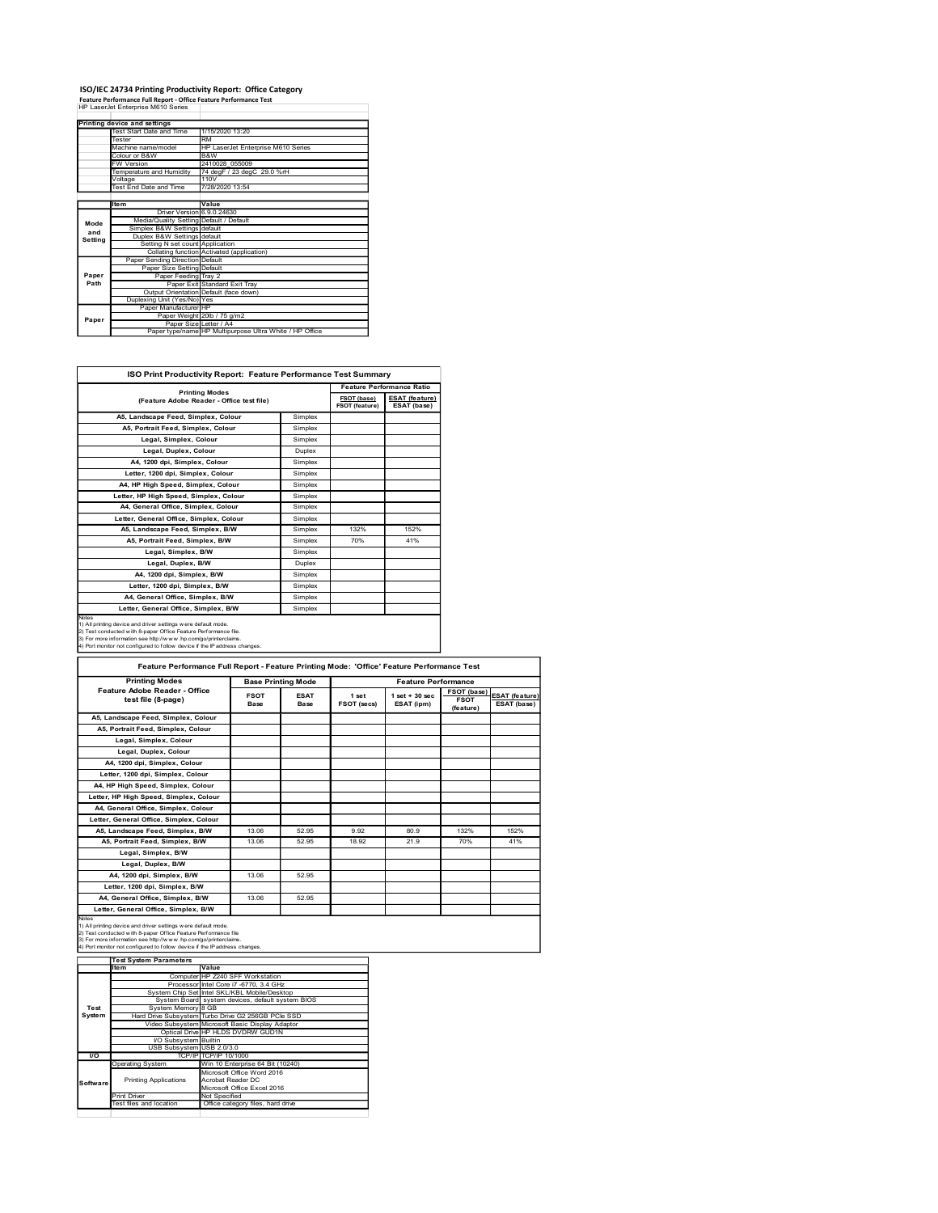# ISO/IEC 24734 Printing Productivity Report: Office Category

**Feature Performance Full Report - Office Feature Performance Test**

HP LaserJet Enterprise M610 Series

| | Printing device and settings | |
|---|---|---|
| | Test Start Date and Time | 1/15/2020 13:20 |
| | Tester | RM |
| | Machine name/model | HP LaserJet Enterprise M610 Series |
| | Colour or B&W | B&W |
| | FW Version | 2410028_055009 |
| | Temperature and Humidity | 74 degF / 23 degC 29.0 %rH |
| | Voltage | 110V |
| | Test End Date and Time | 7/28/2020 13:54 |

| | Item | Value |
|---|---|---|
| Mode and Setting | Driver Version | 6.9.0.24630 |
| | Media/Quality Setting | Default / Default |
| | Simplex B&W Settings | default |
| | Duplex B&W Settings | default |
| | Setting N set count | Application |
| | Collating function | Activated (application) |
| Paper Path | Paper Sending Direction | Default |
| | Paper Size Setting | Default |
| | Paper Feeding | Tray 2 |
| | Paper Exit | Standard Exit Tray |
| | Output Orientation | Default (face down) |
| | Duplexing Unit (Yes/No) | Yes |
| Paper | Paper Manufacturer | HP |
| | Paper Weight | 20lb / 75 g/m2 |
| | Paper Size | Letter / A4 |
| | Paper type/name | HP Multipurpose Ultra White / HP Office |

## ISO Print Productivity Report: Feature Performance Test Summary

| Printing Modes (Feature Adobe Reader - Office test file) | | Feature Performance Ratio: FSOT (base) / FSOT (feature) | Feature Performance Ratio: ESAT (feature) / ESAT (base) |
|---|---|---|---|
| A5, Landscape Feed, Simplex, Colour | Simplex | | |
| A5, Portrait Feed, Simplex, Colour | Simplex | | |
| Legal, Simplex, Colour | Simplex | | |
| Legal, Duplex, Colour | Duplex | | |
| A4, 1200 dpi, Simplex, Colour | Simplex | | |
| Letter, 1200 dpi, Simplex, Colour | Simplex | | |
| A4, HP High Speed, Simplex, Colour | Simplex | | |
| Letter, HP High Speed, Simplex, Colour | Simplex | | |
| A4, General Office, Simplex, Colour | Simplex | | |
| Letter, General Office, Simplex, Colour | Simplex | | |
| A5, Landscape Feed, Simplex, B/W | Simplex | 132% | 152% |
| A5, Portrait Feed, Simplex, B/W | Simplex | 70% | 41% |
| Legal, Simplex, B/W | Simplex | | |
| Legal, Duplex, B/W | Duplex | | |
| A4, 1200 dpi, Simplex, B/W | Simplex | | |
| Letter, 1200 dpi, Simplex, B/W | Simplex | | |
| A4, General Office, Simplex, B/W | Simplex | | |
| Letter, General Office, Simplex, B/W | Simplex | | |

Notes
1) All printing device and driver settings were default mode.
2) Test conducted with 8-paper Office Feature Performance file.
3) For more information see http://www.hp.com/go/printerclaims.
4) Port monitor not configured to follow device if the IP address changes.

## Feature Performance Full Report - Feature Printing Mode: 'Office' Feature Performance Test

| Printing Modes: Feature Adobe Reader - Office test file (8-page) | Base Printing Mode: FSOT Base | Base Printing Mode: ESAT Base | Feature Performance: 1 set FSOT (secs) | Feature Performance: 1 set + 30 sec ESAT (ipm) | FSOT (base) / FSOT (feature) | ESAT (feature) / ESAT (base) |
|---|---|---|---|---|---|---|
| A5, Landscape Feed, Simplex, Colour | | | | | | |
| A5, Portrait Feed, Simplex, Colour | | | | | | |
| Legal, Simplex, Colour | | | | | | |
| Legal, Duplex, Colour | | | | | | |
| A4, 1200 dpi, Simplex, Colour | | | | | | |
| Letter, 1200 dpi, Simplex, Colour | | | | | | |
| A4, HP High Speed, Simplex, Colour | | | | | | |
| Letter, HP High Speed, Simplex, Colour | | | | | | |
| A4, General Office, Simplex, Colour | | | | | | |
| Letter, General Office, Simplex, Colour | | | | | | |
| A5, Landscape Feed, Simplex, B/W | 13.06 | 52.95 | 9.92 | 80.9 | 132% | 152% |
| A5, Portrait Feed, Simplex, B/W | 13.06 | 52.95 | 18.92 | 21.9 | 70% | 41% |
| Legal, Simplex, B/W | | | | | | |
| Legal, Duplex, B/W | | | | | | |
| A4, 1200 dpi, Simplex, B/W | 13.06 | 52.95 | | | | |
| Letter, 1200 dpi, Simplex, B/W | | | | | | |
| A4, General Office, Simplex, B/W | 13.06 | 52.95 | | | | |
| Letter, General Office, Simplex, B/W | | | | | | |

Notes
1) All printing device and driver settings were default mode.
2) Test conducted with 8-paper Office Feature Performance file
3) For more information see http://www.hp.com/go/printerclaims.
4) Port monitor not configured to follow device if the IP address changes.

| | Test System Parameters: Item | Value |
|---|---|---|
| Test System | Computer | HP Z240 SFF Workstation |
| | Processor | Intel Core i7 -6770, 3.4 GHz |
| | System Chip Set | Intel SKL/KBL Mobile/Desktop |
| | System Board | system devices, default system BIOS |
| | System Memory | 8 GB |
| | Hard Drive Subsystem | Turbo Drive G2 256GB PCIe SSD |
| | Video Subsystem | Microsoft Basic Display Adaptor |
| | Optical Drive | HP HLDS DVDRW GUD1N |
| | I/O Subsystem | Builtin |
| | USB Subsystem | USB 2.0/3.0 |
| I/O | TCP/IP | TCP/IP 10/1000 |
| Software | Operating System | Win 10 Enterprise 64 Bit (10240) |
| | Printing Applications | Microsoft Office Word 2016<br>Acrobat Reader DC<br>Microsoft Office Excel 2016 |
| | Print Driver | Not Specified |
| | Test files and location | Office category files, hard drive |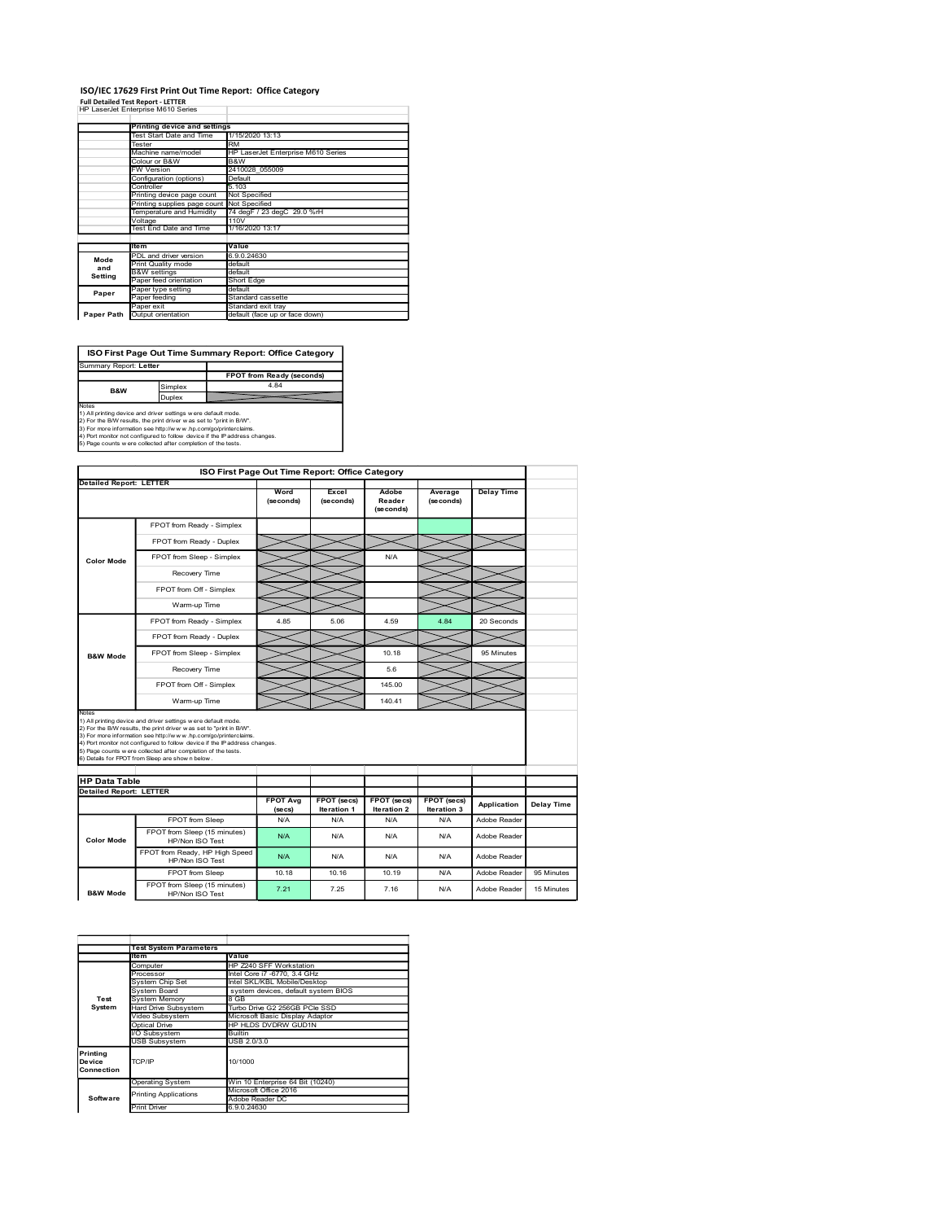# ISO/IEC 17629 First Print Out Time Report: Office Category

**Full Detailed Test Report - LETTER**

HP LaserJet Enterprise M610 Series

| | Printing device and settings | |
|---|---|---|
| | Test Start Date and Time | 1/15/2020 13:13 |
| | Tester | RM |
| | Machine name/model | HP LaserJet Enterprise M610 Series |
| | Colour or B&W | B&W |
| | FW Version | 2410028_055009 |
| | Configuration (options) | Default |
| | Controller | 5.103 |
| | Printing device page count | Not Specified |
| | Printing supplies page count | Not Specified |
| | Temperature and Humidity | 74 degF / 23 degC 29.0 %rH |
| | Voltage | 110V |
| | Test End Date and Time | 1/16/2020 13:17 |

| | Item | Value |
|---|---|---|
| Mode and Setting | PDL and driver version | 6.9.0.24630 |
| | Print Quality mode | default |
| | B&W settings | default |
| | Paper feed orientation | Short Edge |
| Paper | Paper type setting | default |
| | Paper feeding | Standard cassette |
| | Paper exit | Standard exit tray |
| Paper Path | Output orientation | default (face up or face down) |

## ISO First Page Out Time Summary Report: Office Category

Summary Report: **Letter**

| | | FPOT from Ready (seconds) |
|---|---|---|
| B&W | Simplex | 4.84 |
| | Duplex | |

Notes
1) All printing device and driver settings were default mode.
2) For the B/W results, the print driver was set to "print in B/W".
3) For more information see http://www.hp.com/go/printerclaims.
4) Port monitor not configured to follow device if the IP address changes.
5) Page counts were collected after completion of the tests.

## ISO First Page Out Time Report: Office Category

**Detailed Report: LETTER**

| | | Word (seconds) | Excel (seconds) | Adobe Reader (seconds) | Average (seconds) | Delay Time |
|---|---|---|---|---|---|---|
| Color Mode | FPOT from Ready - Simplex | | | | | |
| | FPOT from Ready - Duplex | | | | | |
| | FPOT from Sleep - Simplex | | | N/A | | |
| | Recovery Time | | | | | |
| | FPOT from Off - Simplex | | | | | |
| | Warm-up Time | | | | | |
| B&W Mode | FPOT from Ready - Simplex | 4.85 | 5.06 | 4.59 | 4.84 | 20 Seconds |
| | FPOT from Ready - Duplex | | | | | |
| | FPOT from Sleep - Simplex | | | 10.18 | | 95 Minutes |
| | Recovery Time | | | 5.6 | | |
| | FPOT from Off - Simplex | | | 145.00 | | |
| | Warm-up Time | | | 140.41 | | |

Notes
1) All printing device and driver settings were default mode.
2) For the B/W results, the print driver was set to "print in B/W".
3) For more information see http://www.hp.com/go/printerclaims.
4) Port monitor not configured to follow device if the IP address changes.
5) Page counts were collected after completion of the tests.
6) Details for FPOT from Sleep are shown below.

## HP Data Table

**Detailed Report: LETTER**

| | | FPOT Avg (secs) | FPOT (secs) Iteration 1 | FPOT (secs) Iteration 2 | FPOT (secs) Iteration 3 | Application | Delay Time |
|---|---|---|---|---|---|---|---|
| Color Mode | FPOT from Sleep | N/A | N/A | N/A | N/A | Adobe Reader | |
| | FPOT from Sleep (15 minutes) HP/Non ISO Test | N/A | N/A | N/A | N/A | Adobe Reader | |
| | FPOT from Ready, HP High Speed HP/Non ISO Test | N/A | N/A | N/A | N/A | Adobe Reader | |
| B&W Mode | FPOT from Sleep | 10.18 | 10.16 | 10.19 | N/A | Adobe Reader | 95 Minutes |
| | FPOT from Sleep (15 minutes) HP/Non ISO Test | 7.21 | 7.25 | 7.16 | N/A | Adobe Reader | 15 Minutes |

| | Test System Parameters | |
|---|---|---|
| | Item | Value |
| Test System | Computer | HP Z240 SFF Workstation |
| | Processor | Intel Core i7 -6770, 3.4 GHz |
| | System Chip Set | Intel SKL/KBL Mobile/Desktop |
| | System Board | system devices, default system BIOS |
| | System Memory | 8 GB |
| | Hard Drive Subsystem | Turbo Drive G2 256GB PCIe SSD |
| | Video Subsystem | Microsoft Basic Display Adaptor |
| | Optical Drive | HP HLDS DVDRW GUD1N |
| | I/O Subsystem | Builtin |
| | USB Subsystem | USB 2.0/3.0 |
| Printing Device Connection | TCP/IP | 10/1000 |
| Software | Operating System | Win 10 Enterprise 64 Bit (10240) |
| | Printing Applications | Microsoft Office 2016 |
| | | Adobe Reader DC |
| | Print Driver | 6.9.0.24630 |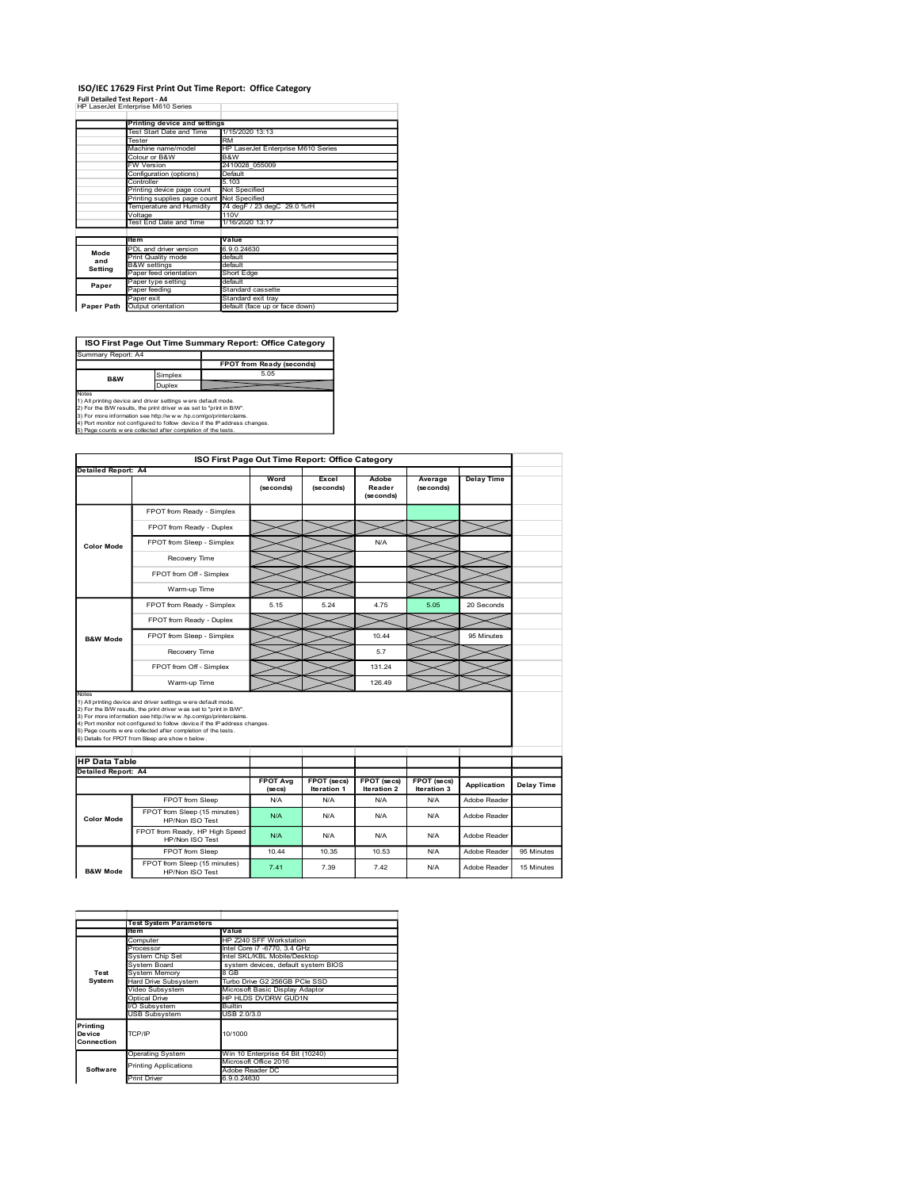# ISO/IEC 17629 First Print Out Time Report: Office Category

**Full Detailed Test Report - A4**

HP LaserJet Enterprise M610 Series

| | | |
|---|---|---|
| | **Printing device and settings** | |
| | Test Start Date and Time | 1/15/2020 13:13 |
| | Tester | RM |
| | Machine name/model | HP LaserJet Enterprise M610 Series |
| | Colour or B&W | B&W |
| | FW Version | 2410028_055009 |
| | Configuration (options) | Default |
| | Controller | 5.103 |
| | Printing device page count | Not Specified |
| | Printing supplies page count | Not Specified |
| | Temperature and Humidity | 74 degF / 23 degC 29.0 %rH |
| | Voltage | 110V |
| | Test End Date and Time | 1/16/2020 13:17 |

| | Item | Value |
|---|---|---|
| Mode and Setting | PDL and driver version | 6.9.0.24630 |
| | Print Quality mode | default |
| | B&W settings | default |
| | Paper feed orientation | Short Edge |
| Paper | Paper type setting | default |
| | Paper feeding | Standard cassette |
| | Paper exit | Standard exit tray |
| Paper Path | Output orientation | default (face up or face down) |

## ISO First Page Out Time Summary Report: Office Category

Summary Report: A4

| | | FPOT from Ready (seconds) |
|---|---|---|
| B&W | Simplex | 5.05 |
| | Duplex | |

Notes
1) All printing device and driver settings were default mode.
2) For the B/W results, the print driver was set to "print in B/W".
3) For more information see http://www.hp.com/go/printerclaims.
4) Port monitor not configured to follow device if the IP address changes.
5) Page counts were collected after completion of the tests.

## ISO First Page Out Time Report: Office Category

Detailed Report: A4

| | | Word (seconds) | Excel (seconds) | Adobe Reader (seconds) | Average (seconds) | Delay Time |
|---|---|---|---|---|---|---|
| Color Mode | FPOT from Ready - Simplex | | | | | |
| | FPOT from Ready - Duplex | | | | | |
| | FPOT from Sleep - Simplex | | | N/A | | |
| | Recovery Time | | | | | |
| | FPOT from Off - Simplex | | | | | |
| | Warm-up Time | | | | | |
| B&W Mode | FPOT from Ready - Simplex | 5.15 | 5.24 | 4.75 | 5.05 | 20 Seconds |
| | FPOT from Ready - Duplex | | | | | |
| | FPOT from Sleep - Simplex | | | 10.44 | | 95 Minutes |
| | Recovery Time | | | 5.7 | | |
| | FPOT from Off - Simplex | | | 131.24 | | |
| | Warm-up Time | | | 126.49 | | |

Notes
1) All printing device and driver settings were default mode.
2) For the B/W results, the print driver was set to "print in B/W".
3) For more information see http://www.hp.com/go/printerclaims.
4) Port monitor not configured to follow device if the IP address changes.
5) Page counts were collected after completion of the tests.
6) Details for FPOT from Sleep are shown below.

## HP Data Table

Detailed Report: A4

| | | FPOT Avg (secs) | FPOT (secs) Iteration 1 | FPOT (secs) Iteration 2 | FPOT (secs) Iteration 3 | Application | Delay Time |
|---|---|---|---|---|---|---|---|
| Color Mode | FPOT from Sleep | N/A | N/A | N/A | N/A | Adobe Reader | |
| | FPOT from Sleep (15 minutes) HP/Non ISO Test | N/A | N/A | N/A | N/A | Adobe Reader | |
| | FPOT from Ready, HP High Speed HP/Non ISO Test | N/A | N/A | N/A | N/A | Adobe Reader | |
| B&W Mode | FPOT from Sleep | 10.44 | 10.35 | 10.53 | N/A | Adobe Reader | 95 Minutes |
| | FPOT from Sleep (15 minutes) HP/Non ISO Test | 7.41 | 7.39 | 7.42 | N/A | Adobe Reader | 15 Minutes |

| | | |
|---|---|---|
| | **Test System Parameters** | |
| | Item | Value |
| Test System | Computer | HP Z240 SFF Workstation |
| | Processor | Intel Core i7 -6770, 3.4 GHz |
| | System Chip Set | Intel SKL/KBL Mobile/Desktop |
| | System Board | system devices, default system BIOS |
| | System Memory | 8 GB |
| | Hard Drive Subsystem | Turbo Drive G2 256GB PCIe SSD |
| | Video Subsystem | Microsoft Basic Display Adaptor |
| | Optical Drive | HP HLDS DVDRW GUD1N |
| | I/O Subsystem | Builtin |
| | USB Subsystem | USB 2.0/3.0 |
| Printing Device Connection | TCP/IP | 10/1000 |
| Software | Operating System | Win 10 Enterprise 64 Bit (10240) |
| | Printing Applications | Microsoft Office 2016 |
| | | Adobe Reader DC |
| | Print Driver | 6.9.0.24630 |